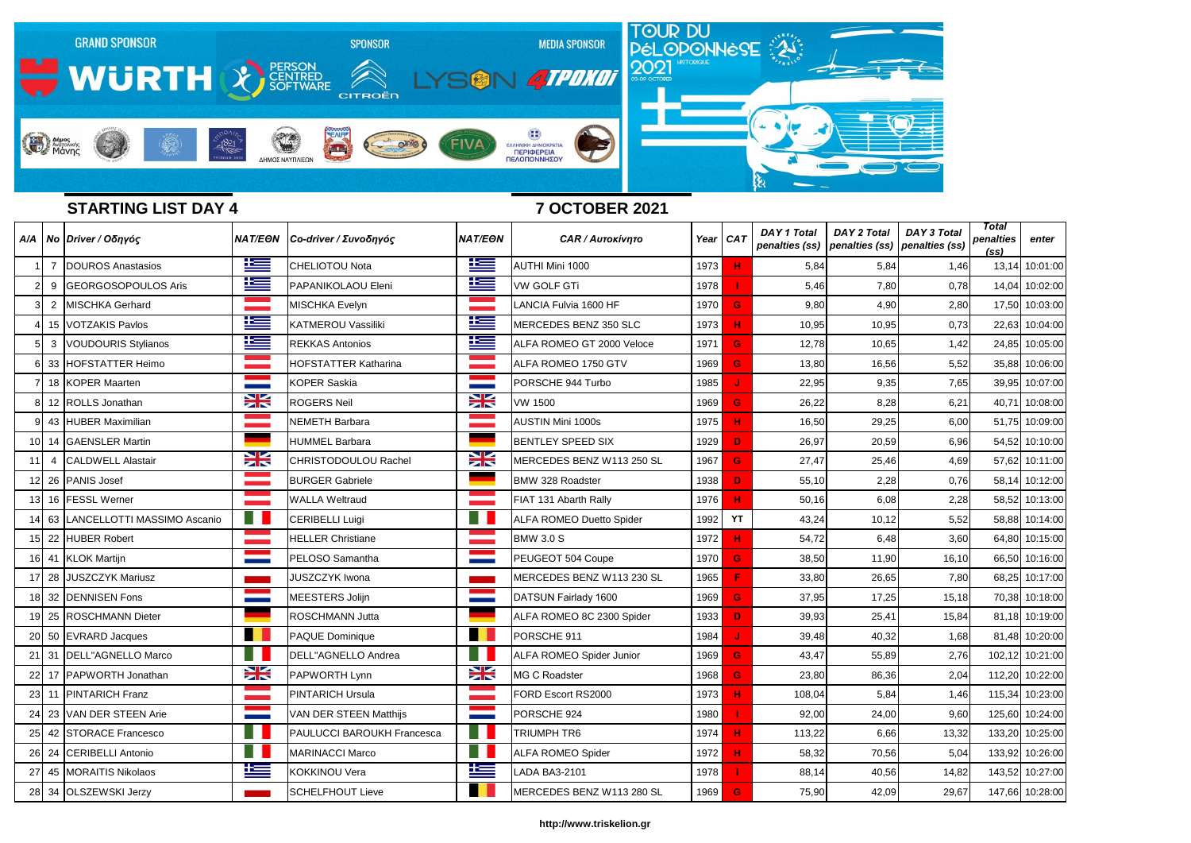GRAND SPONSOR WÜRTH | SPONSOR PERSON CENTRED SOFTWARE, CITROËN | MEDIA SPONSOR LYSON, 4TPOXOI

TOUR DU PÉLOPONNÈSE 2021 HISTORIQUE 03-09 OCTOBER

## STARTING LIST DAY 4

## 7 OCTOBER 2021

| A/A | No | Driver / Οδηγός | NAT/ΕΘΝ | Co-driver / Συνοδηγός | NAT/ΕΘΝ | CAR / Αυτοκίνητο | Year | CAT | DAY 1 Total penalties (ss) | DAY 2 Total penalties (ss) | DAY 3 Total penalties (ss) | Total penalties (ss) | enter |
|---|---|---|---|---|---|---|---|---|---|---|---|---|---|
| 1 | 7 | DOUROS Anastasios | | CHELIOTOU Nota | | AUTHI Mini 1000 | 1973 | H | 5,84 | 5,84 | 1,46 | 13,14 | 10:01:00 |
| 2 | 9 | GEORGOSOPOULOS Aris | | PAPANIKOLAOU Eleni | | VW GOLF GTi | 1978 | I | 5,46 | 7,80 | 0,78 | 14,04 | 10:02:00 |
| 3 | 2 | MISCHKA Gerhard | | MISCHKA Evelyn | | LANCIA Fulvia 1600 HF | 1970 | G | 9,80 | 4,90 | 2,80 | 17,50 | 10:03:00 |
| 4 | 15 | VOTZAKIS Pavlos | | KATMEROU Vassiliki | | MERCEDES BENZ 350 SLC | 1973 | H | 10,95 | 10,95 | 0,73 | 22,63 | 10:04:00 |
| 5 | 3 | VOUDOURIS Stylianos | | REKKAS Antonios | | ALFA ROMEO GT 2000 Veloce | 1971 | G | 12,78 | 10,65 | 1,42 | 24,85 | 10:05:00 |
| 6 | 33 | HOFSTATTER Heimo | | HOFSTATTER Katharina | | ALFA ROMEO 1750 GTV | 1969 | G | 13,80 | 16,56 | 5,52 | 35,88 | 10:06:00 |
| 7 | 18 | KOPER Maarten | | KOPER Saskia | | PORSCHE 944 Turbo | 1985 | J | 22,95 | 9,35 | 7,65 | 39,95 | 10:07:00 |
| 8 | 12 | ROLLS Jonathan | | ROGERS Neil | | VW 1500 | 1969 | G | 26,22 | 8,28 | 6,21 | 40,71 | 10:08:00 |
| 9 | 43 | HUBER Maximilian | | NEMETH Barbara | | AUSTIN Mini 1000s | 1975 | H | 16,50 | 29,25 | 6,00 | 51,75 | 10:09:00 |
| 10 | 14 | GAENSLER Martin | | HUMMEL Barbara | | BENTLEY SPEED SIX | 1929 | D | 26,97 | 20,59 | 6,96 | 54,52 | 10:10:00 |
| 11 | 4 | CALDWELL Alastair | | CHRISTODOULOU Rachel | | MERCEDES BENZ W113 250 SL | 1967 | G | 27,47 | 25,46 | 4,69 | 57,62 | 10:11:00 |
| 12 | 26 | PANIS Josef | | BURGER Gabriele | | BMW 328 Roadster | 1938 | D | 55,10 | 2,28 | 0,76 | 58,14 | 10:12:00 |
| 13 | 16 | FESSL Werner | | WALLA Weltraud | | FIAT 131 Abarth Rally | 1976 | H | 50,16 | 6,08 | 2,28 | 58,52 | 10:13:00 |
| 14 | 63 | LANCELLOTTI MASSIMO Ascanio | | CERIBELLI Luigi | | ALFA ROMEO Duetto Spider | 1992 | YT | 43,24 | 10,12 | 5,52 | 58,88 | 10:14:00 |
| 15 | 22 | HUBER Robert | | HELLER Christiane | | BMW 3.0 S | 1972 | H | 54,72 | 6,48 | 3,60 | 64,80 | 10:15:00 |
| 16 | 41 | KLOK Martijn | | PELOSO Samantha | | PEUGEOT 504 Coupe | 1970 | G | 38,50 | 11,90 | 16,10 | 66,50 | 10:16:00 |
| 17 | 28 | JUSZCZYK Mariusz | | JUSZCZYK Iwona | | MERCEDES BENZ W113 230 SL | 1965 | F | 33,80 | 26,65 | 7,80 | 68,25 | 10:17:00 |
| 18 | 32 | DENNISEN Fons | | MEESTERS Jolijn | | DATSUN Fairlady 1600 | 1969 | G | 37,95 | 17,25 | 15,18 | 70,38 | 10:18:00 |
| 19 | 25 | ROSCHMANN Dieter | | ROSCHMANN Jutta | | ALFA ROMEO 8C 2300 Spider | 1933 | D | 39,93 | 25,41 | 15,84 | 81,18 | 10:19:00 |
| 20 | 50 | EVRARD Jacques | | PAQUE Dominique | | PORSCHE 911 | 1984 | J | 39,48 | 40,32 | 1,68 | 81,48 | 10:20:00 |
| 21 | 31 | DELL"AGNELLO Marco | | DELL"AGNELLO Andrea | | ALFA ROMEO Spider Junior | 1969 | G | 43,47 | 55,89 | 2,76 | 102,12 | 10:21:00 |
| 22 | 17 | PAPWORTH Jonathan | | PAPWORTH Lynn | | MG C Roadster | 1968 | G | 23,80 | 86,36 | 2,04 | 112,20 | 10:22:00 |
| 23 | 11 | PINTARICH Franz | | PINTARICH Ursula | | FORD Escort RS2000 | 1973 | H | 108,04 | 5,84 | 1,46 | 115,34 | 10:23:00 |
| 24 | 23 | VAN DER STEEN Arie | | VAN DER STEEN Matthijs | | PORSCHE 924 | 1980 | I | 92,00 | 24,00 | 9,60 | 125,60 | 10:24:00 |
| 25 | 42 | STORACE Francesco | | PAULUCCI BAROUKH Francesca | | TRIUMPH TR6 | 1974 | H | 113,22 | 6,66 | 13,32 | 133,20 | 10:25:00 |
| 26 | 24 | CERIBELLI Antonio | | MARINACCI Marco | | ALFA ROMEO Spider | 1972 | H | 58,32 | 70,56 | 5,04 | 133,92 | 10:26:00 |
| 27 | 45 | MORAITIS Nikolaos | | KOKKINOU Vera | | LADA BA3-2101 | 1978 | I | 88,14 | 40,56 | 14,82 | 143,52 | 10:27:00 |
| 28 | 34 | OLSZEWSKI Jerzy | | SCHELFHOUT Lieve | | MERCEDES BENZ W113 280 SL | 1969 | G | 75,90 | 42,09 | 29,67 | 147,66 | 10:28:00 |

http://www.triskelion.gr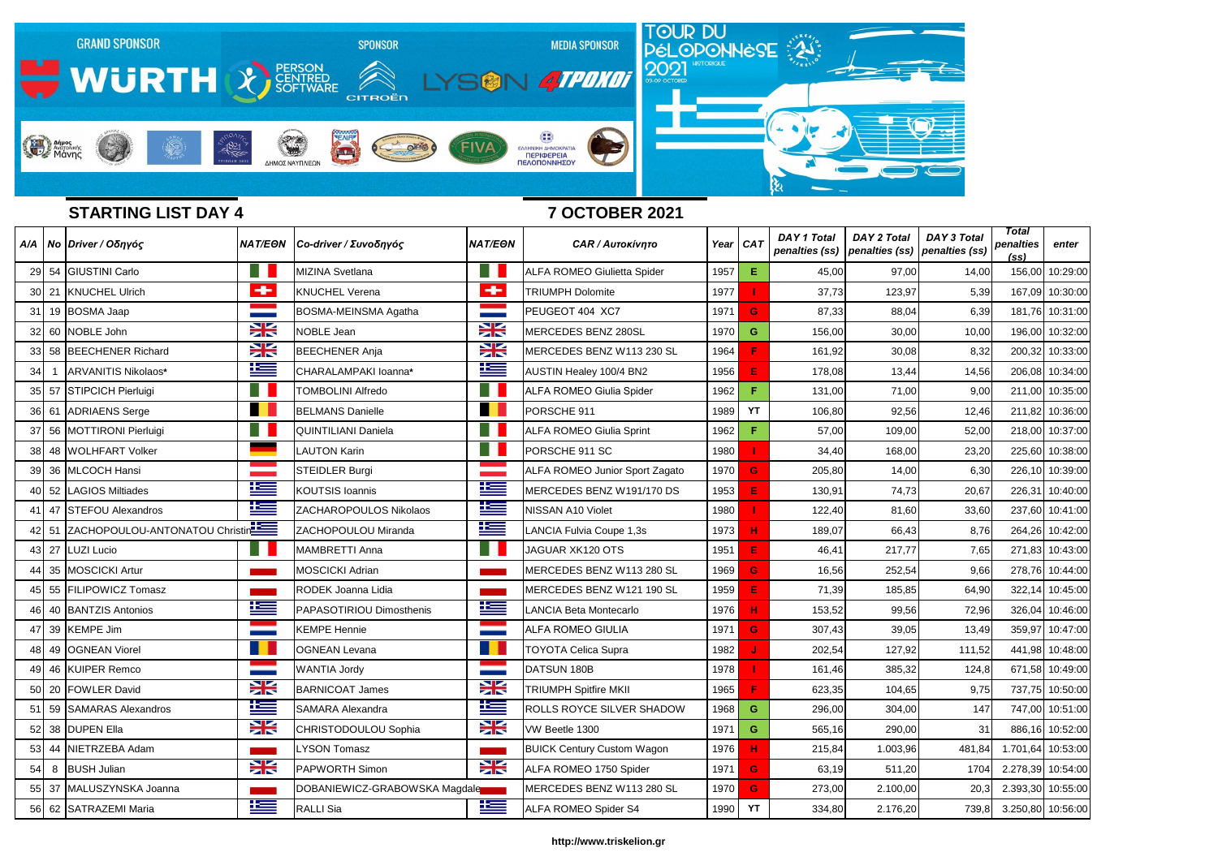## STARTING LIST DAY 4

## 7 OCTOBER 2021

| A/A | No | Driver / Οδηγός | NAT/EΘN | Co-driver / Συνοδηγός | NAT/EΘN | CAR / Αυτοκίνητο | Year | CAT | DAY 1 Total penalties (ss) | DAY 2 Total penalties (ss) | DAY 3 Total penalties (ss) | Total penalties (ss) | enter |
|---|---|---|---|---|---|---|---|---|---|---|---|---|---|
| 29 | 54 | GIUSTINI Carlo | | MIZINA Svetlana | | ALFA ROMEO Giulietta Spider | 1957 | E | 45,00 | 97,00 | 14,00 | 156,00 | 10:29:00 |
| 30 | 21 | KNUCHEL Ulrich | | KNUCHEL Verena | | TRIUMPH Dolomite | 1977 | I | 37,73 | 123,97 | 5,39 | 167,09 | 10:30:00 |
| 31 | 19 | BOSMA Jaap | | BOSMA-MEINSMA Agatha | | PEUGEOT 404 XC7 | 1971 | G | 87,33 | 88,04 | 6,39 | 181,76 | 10:31:00 |
| 32 | 60 | NOBLE John | | NOBLE Jean | | MERCEDES BENZ 280SL | 1970 | G | 156,00 | 30,00 | 10,00 | 196,00 | 10:32:00 |
| 33 | 58 | BEECHENER Richard | | BEECHENER Anja | | MERCEDES BENZ W113 230 SL | 1964 | F | 161,92 | 30,08 | 8,32 | 200,32 | 10:33:00 |
| 34 | 1 | ARVANITIS Nikolaos* | | CHARALAMPAKI Ioanna* | | AUSTIN Healey 100/4 BN2 | 1956 | E | 178,08 | 13,44 | 14,56 | 206,08 | 10:34:00 |
| 35 | 57 | STIPCICH Pierluigi | | TOMBOLINI Alfredo | | ALFA ROMEO Giulia Spider | 1962 | F | 131,00 | 71,00 | 9,00 | 211,00 | 10:35:00 |
| 36 | 61 | ADRIAENS Serge | | BELMANS Danielle | | PORSCHE 911 | 1989 | YT | 106,80 | 92,56 | 12,46 | 211,82 | 10:36:00 |
| 37 | 56 | MOTTIRONI Pierluigi | | QUINTILIANI Daniela | | ALFA ROMEO Giulia Sprint | 1962 | F | 57,00 | 109,00 | 52,00 | 218,00 | 10:37:00 |
| 38 | 48 | WOLHFART Volker | | LAUTON Karin | | PORSCHE 911 SC | 1980 | I | 34,40 | 168,00 | 23,20 | 225,60 | 10:38:00 |
| 39 | 36 | MLCOCH Hansi | | STEIDLER Burgi | | ALFA ROMEO Junior Sport Zagato | 1970 | G | 205,80 | 14,00 | 6,30 | 226,10 | 10:39:00 |
| 40 | 52 | LAGIOS Miltiades | | KOUTSIS Ioannis | | MERCEDES BENZ W191/170 DS | 1953 | E | 130,91 | 74,73 | 20,67 | 226,31 | 10:40:00 |
| 41 | 47 | STEFOU Alexandros | | ZACHAROPOULOS Nikolaos | | NISSAN A10 Violet | 1980 | I | 122,40 | 81,60 | 33,60 | 237,60 | 10:41:00 |
| 42 | 51 | ZACHOPOULOU-ANTONATOU Christin | | ZACHOPOULOU Miranda | | LANCIA Fulvia Coupe 1,3s | 1973 | H | 189,07 | 66,43 | 8,76 | 264,26 | 10:42:00 |
| 43 | 27 | LUZI Lucio | | MAMBRETTI Anna | | JAGUAR XK120 OTS | 1951 | E | 46,41 | 217,77 | 7,65 | 271,83 | 10:43:00 |
| 44 | 35 | MOSCICKI Artur | | MOSCICKI Adrian | | MERCEDES BENZ W113 280 SL | 1969 | G | 16,56 | 252,54 | 9,66 | 278,76 | 10:44:00 |
| 45 | 55 | FILIPOWICZ Tomasz | | RODEK Joanna Lidia | | MERCEDES BENZ W121 190 SL | 1959 | E | 71,39 | 185,85 | 64,90 | 322,14 | 10:45:00 |
| 46 | 40 | BANTZIS Antonios | | PAPASOTIRIOU Dimosthenis | | LANCIA Beta Montecarlo | 1976 | H | 153,52 | 99,56 | 72,96 | 326,04 | 10:46:00 |
| 47 | 39 | KEMPE Jim | | KEMPE Hennie | | ALFA ROMEO GIULIA | 1971 | G | 307,43 | 39,05 | 13,49 | 359,97 | 10:47:00 |
| 48 | 49 | OGNEAN Viorel | | OGNEAN Levana | | TOYOTA Celica Supra | 1982 | J | 202,54 | 127,92 | 111,52 | 441,98 | 10:48:00 |
| 49 | 46 | KUIPER Remco | | WANTIA Jordy | | DATSUN 180B | 1978 | I | 161,46 | 385,32 | 124,8 | 671,58 | 10:49:00 |
| 50 | 20 | FOWLER David | | BARNICOAT James | | TRIUMPH Spitfire MKII | 1965 | F | 623,35 | 104,65 | 9,75 | 737,75 | 10:50:00 |
| 51 | 59 | SAMARAS Alexandros | | SAMARA Alexandra | | ROLLS ROYCE SILVER SHADOW | 1968 | G | 296,00 | 304,00 | 147 | 747,00 | 10:51:00 |
| 52 | 38 | DUPEN Ella | | CHRISTODOULOU Sophia | | VW Beetle 1300 | 1971 | G | 565,16 | 290,00 | 31 | 886,16 | 10:52:00 |
| 53 | 44 | NIETRZEBA Adam | | LYSON Tomasz | | BUICK Century Custom Wagon | 1976 | H | 215,84 | 1.003,96 | 481,84 | 1.701,64 | 10:53:00 |
| 54 | 8 | BUSH Julian | | PAPWORTH Simon | | ALFA ROMEO 1750 Spider | 1971 | G | 63,19 | 511,20 | 1704 | 2.278,39 | 10:54:00 |
| 55 | 37 | MALUSZYNSKA Joanna | | DOBANIEWICZ-GRABOWSKA Magdale | | MERCEDES BENZ W113 280 SL | 1970 | G | 273,00 | 2.100,00 | 20,3 | 2.393,30 | 10:55:00 |
| 56 | 62 | SATRAZEMI Maria | | RALLI Sia | | ALFA ROMEO Spider S4 | 1990 | YT | 334,80 | 2.176,20 | 739,8 | 3.250,80 | 10:56:00 |

http://www.triskelion.gr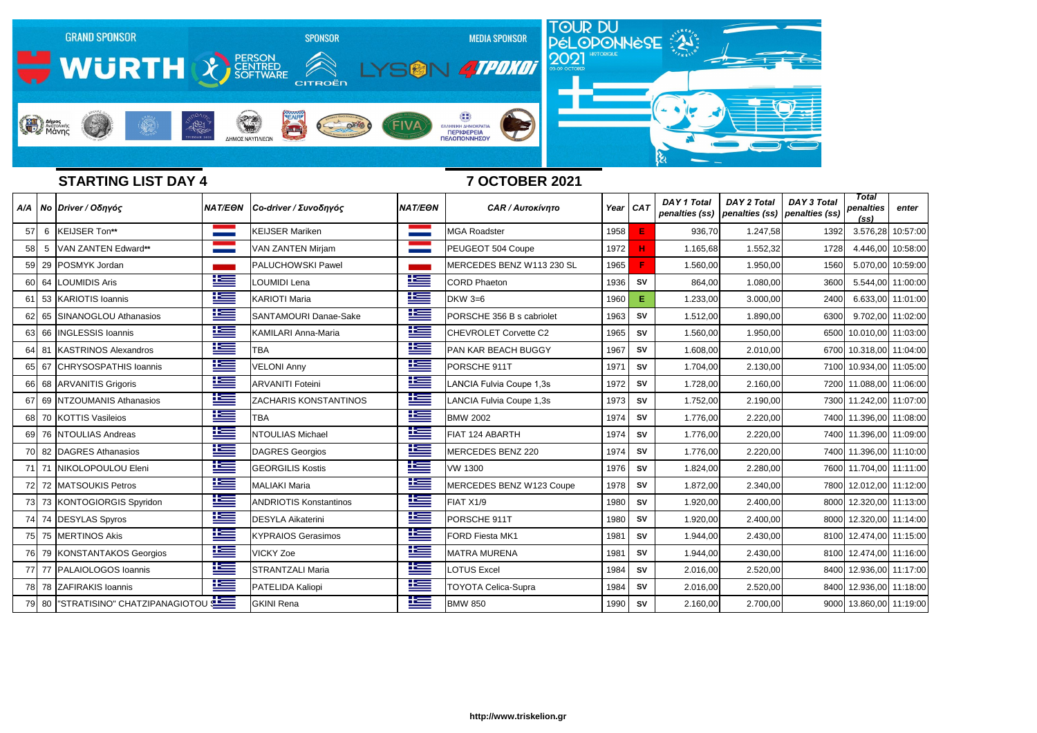GRAND SPONSOR WÜRTH SPONSOR PERSON CENTRED SOFTWARE CITROËN MEDIA SPONSOR LYSON 4TROXI

## STARTING LIST DAY 4

## 7 OCTOBER 2021

| A/A | No | Driver / Οδηγός | NAT/ΕΘΝ | Co-driver / Συνοδηγός | NAT/ΕΘΝ | CAR / Αυτοκίνητο | Year | CAT | DAY 1 Total penalties (ss) | DAY 2 Total penalties (ss) | DAY 3 Total penalties (ss) | Total penalties (ss) | enter |
|---|---|---|---|---|---|---|---|---|---|---|---|---|---|
| 57 | 6 | KEIJSER Ton** | | KEIJSER Mariken | | MGA Roadster | 1958 | E | 936,70 | 1.247,58 | 1392 | 3.576,28 | 10:57:00 |
| 58 | 5 | VAN ZANTEN Edward** | | VAN ZANTEN Mirjam | | PEUGEOT 504 Coupe | 1972 | H | 1.165,68 | 1.552,32 | 1728 | 4.446,00 | 10:58:00 |
| 59 | 29 | POSMYK Jordan | | PALUCHOWSKI Pawel | | MERCEDES BENZ W113 230 SL | 1965 | F | 1.560,00 | 1.950,00 | 1560 | 5.070,00 | 10:59:00 |
| 60 | 64 | LOUMIDIS Aris | | LOUMIDI Lena | | CORD Phaeton | 1936 | SV | 864,00 | 1.080,00 | 3600 | 5.544,00 | 11:00:00 |
| 61 | 53 | KARIOTIS Ioannis | | KARIOTI Maria | | DKW 3=6 | 1960 | E | 1.233,00 | 3.000,00 | 2400 | 6.633,00 | 11:01:00 |
| 62 | 65 | SINANOGLOU Athanasios | | SANTAMOURI Danae-Sake | | PORSCHE 356 B s cabriolet | 1963 | SV | 1.512,00 | 1.890,00 | 6300 | 9.702,00 | 11:02:00 |
| 63 | 66 | INGLESSIS Ioannis | | KAMILARI Anna-Maria | | CHEVROLET Corvette C2 | 1965 | SV | 1.560,00 | 1.950,00 | 6500 | 10.010,00 | 11:03:00 |
| 64 | 81 | KASTRINOS Alexandros | | TBA | | PAN KAR BEACH BUGGY | 1967 | SV | 1.608,00 | 2.010,00 | 6700 | 10.318,00 | 11:04:00 |
| 65 | 67 | CHRYSOSPATHIS Ioannis | | VELONI Anny | | PORSCHE 911T | 1971 | SV | 1.704,00 | 2.130,00 | 7100 | 10.934,00 | 11:05:00 |
| 66 | 68 | ARVANITIS Grigoris | | ARVANITI Foteini | | LANCIA Fulvia Coupe 1,3s | 1972 | SV | 1.728,00 | 2.160,00 | 7200 | 11.088,00 | 11:06:00 |
| 67 | 69 | NTZOUMANIS Athanasios | | ZACHARIS KONSTANTINOS | | LANCIA Fulvia Coupe 1,3s | 1973 | SV | 1.752,00 | 2.190,00 | 7300 | 11.242,00 | 11:07:00 |
| 68 | 70 | KOTTIS Vasileios | | TBA | | BMW 2002 | 1974 | SV | 1.776,00 | 2.220,00 | 7400 | 11.396,00 | 11:08:00 |
| 69 | 76 | NTOULIAS Andreas | | NTOULIAS Michael | | FIAT 124 ABARTH | 1974 | SV | 1.776,00 | 2.220,00 | 7400 | 11.396,00 | 11:09:00 |
| 70 | 82 | DAGRES Athanasios | | DAGRES Georgios | | MERCEDES BENZ 220 | 1974 | SV | 1.776,00 | 2.220,00 | 7400 | 11.396,00 | 11:10:00 |
| 71 | 71 | NIKOLOPOULOU Eleni | | GEORGILIS Kostis | | VW 1300 | 1976 | SV | 1.824,00 | 2.280,00 | 7600 | 11.704,00 | 11:11:00 |
| 72 | 72 | MATSOUKIS Petros | | MALIAKI Maria | | MERCEDES BENZ W123 Coupe | 1978 | SV | 1.872,00 | 2.340,00 | 7800 | 12.012,00 | 11:12:00 |
| 73 | 73 | KONTOGIORGIS Spyridon | | ANDRIOTIS Konstantinos | | FIAT X1/9 | 1980 | SV | 1.920,00 | 2.400,00 | 8000 | 12.320,00 | 11:13:00 |
| 74 | 74 | DESYLAS Spyros | | DESYLA Aikaterini | | PORSCHE 911T | 1980 | SV | 1.920,00 | 2.400,00 | 8000 | 12.320,00 | 11:14:00 |
| 75 | 75 | MERTINOS Akis | | KYPRAIOS Gerasimos | | FORD Fiesta MK1 | 1981 | SV | 1.944,00 | 2.430,00 | 8100 | 12.474,00 | 11:15:00 |
| 76 | 79 | KONSTANTAKOS Georgios | | VICKY Zoe | | MATRA MURENA | 1981 | SV | 1.944,00 | 2.430,00 | 8100 | 12.474,00 | 11:16:00 |
| 77 | 77 | PALAIOLOGOS Ioannis | | STRANTZALI Maria | | LOTUS Excel | 1984 | SV | 2.016,00 | 2.520,00 | 8400 | 12.936,00 | 11:17:00 |
| 78 | 78 | ZAFIRAKIS Ioannis | | PATELIDA Kaliopi | | TOYOTA Celica-Supra | 1984 | SV | 2.016,00 | 2.520,00 | 8400 | 12.936,00 | 11:18:00 |
| 79 | 80 | "STRATISINO" CHATZIPANAGIOTOU S | | GKINI Rena | | BMW 850 | 1990 | SV | 2.160,00 | 2.700,00 | 9000 | 13.860,00 | 11:19:00 |

http://www.triskelion.gr